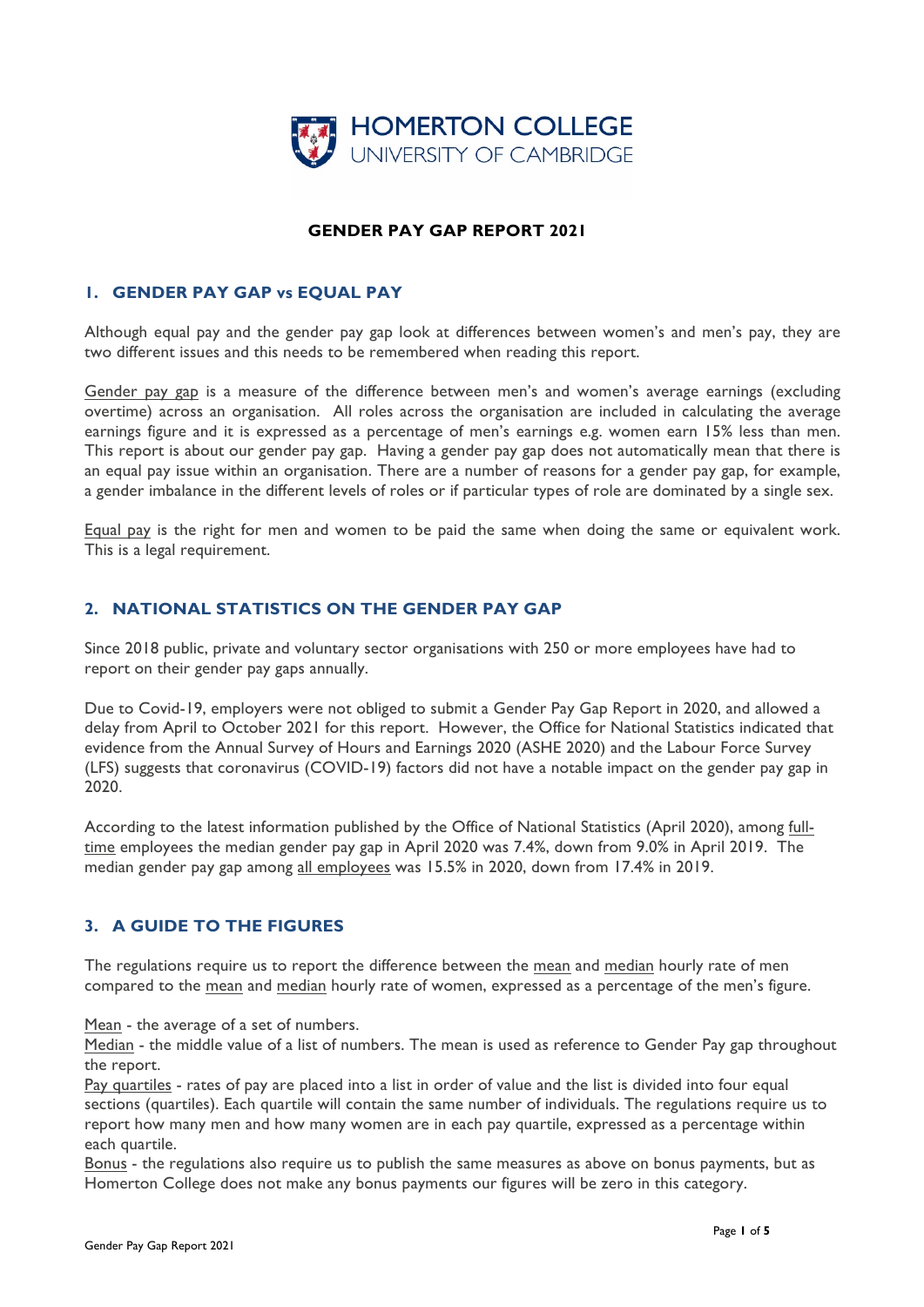HOMERTON COLLEGE
UNIVERSITY OF CAMBRIDGE

# GENDER PAY GAP REPORT 2021

## 1. GENDER PAY GAP vs EQUAL PAY

Although equal pay and the gender pay gap look at differences between women's and men's pay, they are two different issues and this needs to be remembered when reading this report.

Gender pay gap is a measure of the difference between men's and women's average earnings (excluding overtime) across an organisation. All roles across the organisation are included in calculating the average earnings figure and it is expressed as a percentage of men's earnings e.g. women earn 15% less than men. This report is about our gender pay gap. Having a gender pay gap does not automatically mean that there is an equal pay issue within an organisation. There are a number of reasons for a gender pay gap, for example, a gender imbalance in the different levels of roles or if particular types of role are dominated by a single sex.

Equal pay is the right for men and women to be paid the same when doing the same or equivalent work. This is a legal requirement.

## 2. NATIONAL STATISTICS ON THE GENDER PAY GAP

Since 2018 public, private and voluntary sector organisations with 250 or more employees have had to report on their gender pay gaps annually.

Due to Covid-19, employers were not obliged to submit a Gender Pay Gap Report in 2020, and allowed a delay from April to October 2021 for this report. However, the Office for National Statistics indicated that evidence from the Annual Survey of Hours and Earnings 2020 (ASHE 2020) and the Labour Force Survey (LFS) suggests that coronavirus (COVID-19) factors did not have a notable impact on the gender pay gap in 2020.

According to the latest information published by the Office of National Statistics (April 2020), among full-time employees the median gender pay gap in April 2020 was 7.4%, down from 9.0% in April 2019. The median gender pay gap among all employees was 15.5% in 2020, down from 17.4% in 2019.

## 3. A GUIDE TO THE FIGURES

The regulations require us to report the difference between the mean and median hourly rate of men compared to the mean and median hourly rate of women, expressed as a percentage of the men's figure.

Mean - the average of a set of numbers.
Median - the middle value of a list of numbers. The mean is used as reference to Gender Pay gap throughout the report.
Pay quartiles - rates of pay are placed into a list in order of value and the list is divided into four equal sections (quartiles). Each quartile will contain the same number of individuals. The regulations require us to report how many men and how many women are in each pay quartile, expressed as a percentage within each quartile.
Bonus - the regulations also require us to publish the same measures as above on bonus payments, but as Homerton College does not make any bonus payments our figures will be zero in this category.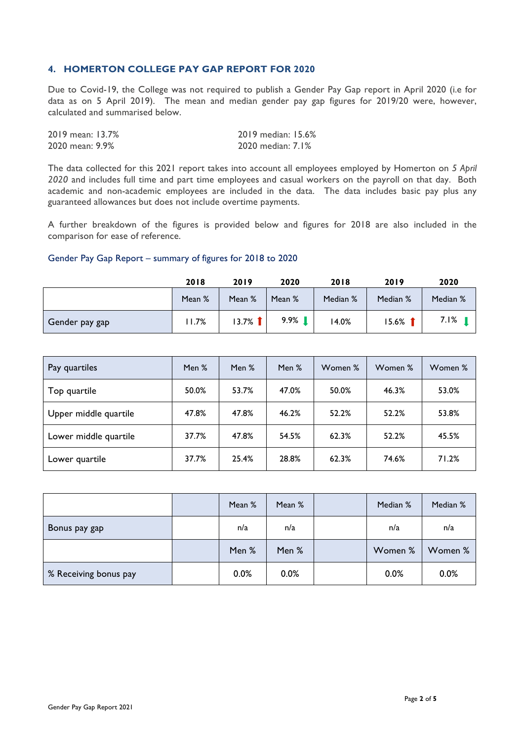## 4. HOMERTON COLLEGE PAY GAP REPORT FOR 2020

Due to Covid-19, the College was not required to publish a Gender Pay Gap report in April 2020 (i.e for data as on 5 April 2019). The mean and median gender pay gap figures for 2019/20 were, however, calculated and summarised below.

| | |
|---|---|
| 2019 mean: 13.7% | 2019 median: 15.6% |
| 2020 mean: 9.9% | 2020 median: 7.1% |

The data collected for this 2021 report takes into account all employees employed by Homerton on *5 April 2020* and includes full time and part time employees and casual workers on the payroll on that day. Both academic and non-academic employees are included in the data. The data includes basic pay plus any guaranteed allowances but does not include overtime payments.

A further breakdown of the figures is provided below and figures for 2018 are also included in the comparison for ease of reference.

### Gender Pay Gap Report – summary of figures for 2018 to 2020

| | 2018 | 2019 | 2020 | 2018 | 2019 | 2020 |
|---|---|---|---|---|---|---|
| | Mean % | Mean % | Mean % | Median % | Median % | Median % |
| Gender pay gap | 11.7% | 13.7% ↑ | 9.9% ↓ | 14.0% | 15.6% ↑ | 7.1% ↓ |

| Pay quartiles | Men % | Men % | Men % | Women % | Women % | Women % |
|---|---|---|---|---|---|---|
| Top quartile | 50.0% | 53.7% | 47.0% | 50.0% | 46.3% | 53.0% |
| Upper middle quartile | 47.8% | 47.8% | 46.2% | 52.2% | 52.2% | 53.8% |
| Lower middle quartile | 37.7% | 47.8% | 54.5% | 62.3% | 52.2% | 45.5% |
| Lower quartile | 37.7% | 25.4% | 28.8% | 62.3% | 74.6% | 71.2% |

| | | Mean % | Mean % | | Median % | Median % |
|---|---|---|---|---|---|---|
| Bonus pay gap | | n/a | n/a | | n/a | n/a |
| | | Men % | Men % | | Women % | Women % |
| % Receiving bonus pay | | 0.0% | 0.0% | | 0.0% | 0.0% |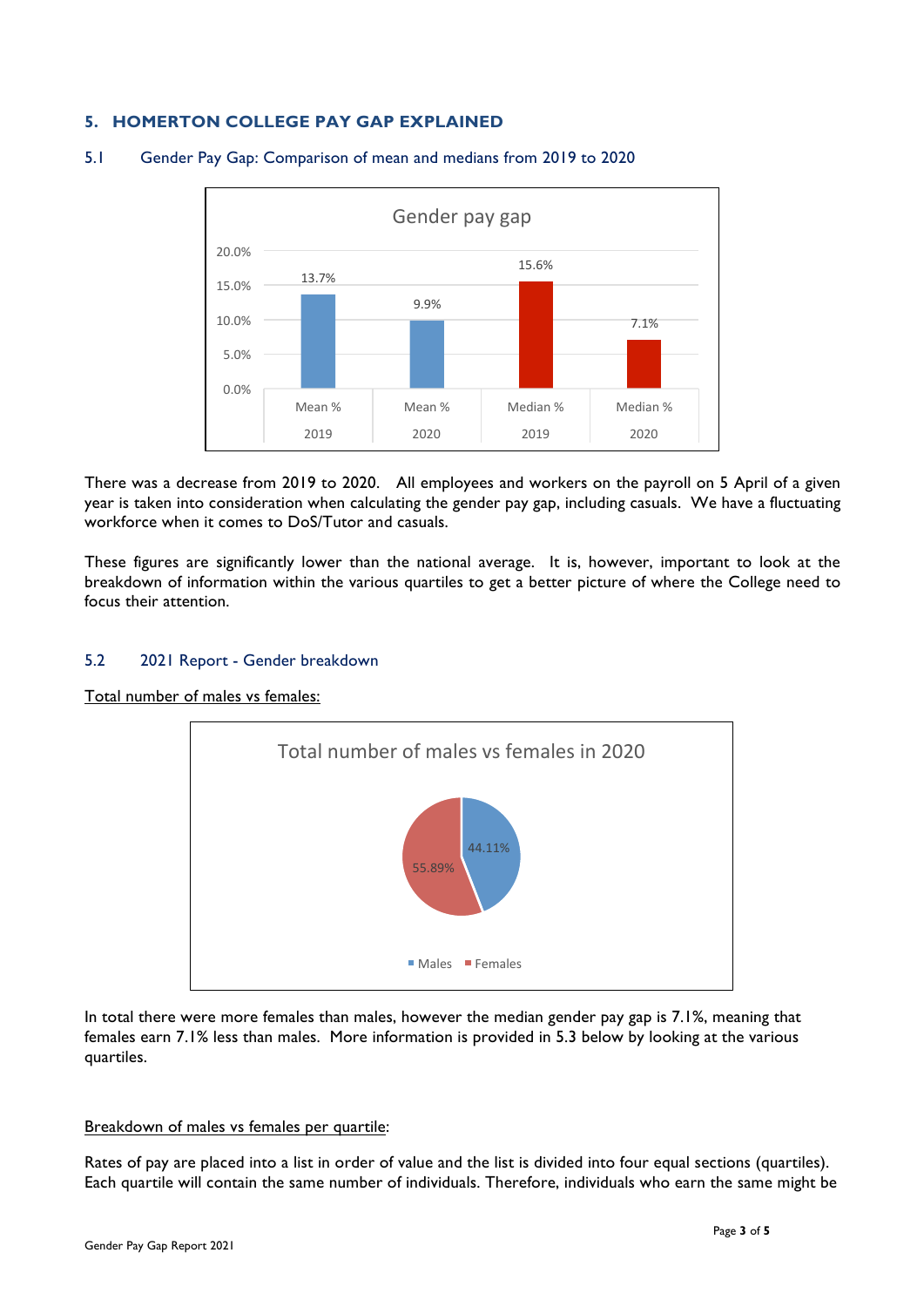## 5. HOMERTON COLLEGE PAY GAP EXPLAINED

### 5.1 Gender Pay Gap: Comparison of mean and medians from 2019 to 2020

**Gender pay gap**

| | Mean % 2019 | Mean % 2020 | Median % 2019 | Median % 2020 |
|---|---|---|---|---|
| Gender pay gap | 13.7% | 9.9% | 15.6% | 7.1% |

There was a decrease from 2019 to 2020. All employees and workers on the payroll on 5 April of a given year is taken into consideration when calculating the gender pay gap, including casuals. We have a fluctuating workforce when it comes to DoS/Tutor and casuals.

These figures are significantly lower than the national average. It is, however, important to look at the breakdown of information within the various quartiles to get a better picture of where the College need to focus their attention.

### 5.2 2021 Report - Gender breakdown

Total number of males vs females:

**Total number of males vs females in 2020**

| Males | Females |
|---|---|
| 44.11% | 55.89% |

In total there were more females than males, however the median gender pay gap is 7.1%, meaning that females earn 7.1% less than males. More information is provided in 5.3 below by looking at the various quartiles.

Breakdown of males vs females per quartile:

Rates of pay are placed into a list in order of value and the list is divided into four equal sections (quartiles). Each quartile will contain the same number of individuals. Therefore, individuals who earn the same might be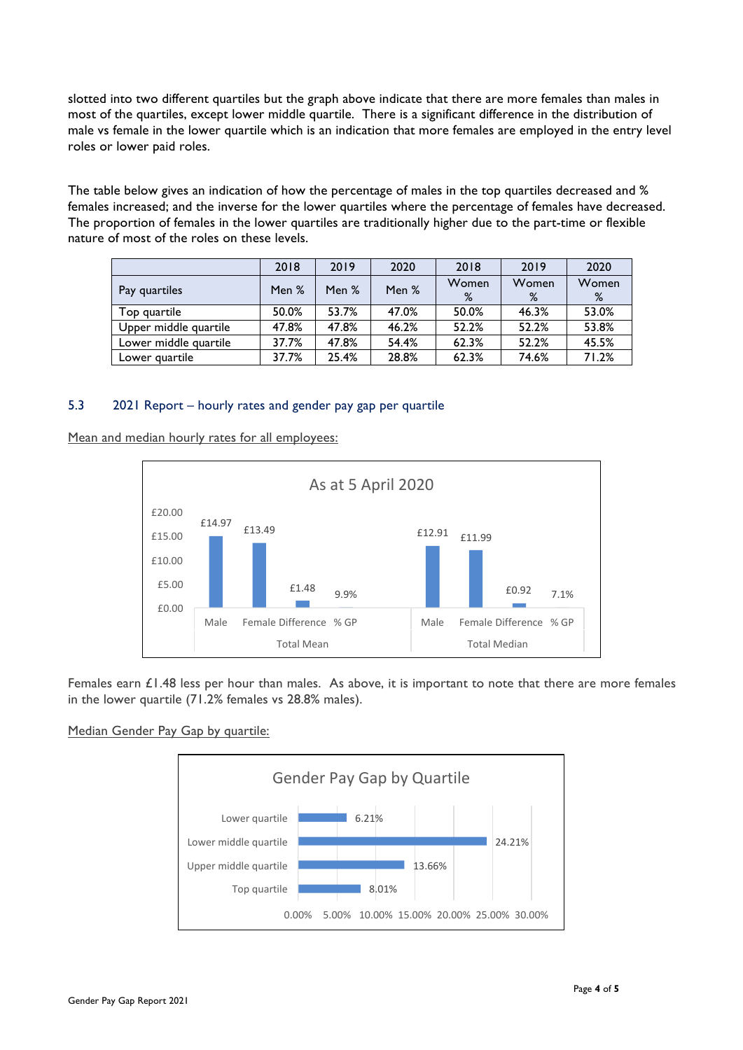slotted into two different quartiles but the graph above indicate that there are more females than males in most of the quartiles, except lower middle quartile. There is a significant difference in the distribution of male vs female in the lower quartile which is an indication that more females are employed in the entry level roles or lower paid roles.

The table below gives an indication of how the percentage of males in the top quartiles decreased and % females increased; and the inverse for the lower quartiles where the percentage of females have decreased. The proportion of females in the lower quartiles are traditionally higher due to the part-time or flexible nature of most of the roles on these levels.

| | 2018 | 2019 | 2020 | 2018 | 2019 | 2020 |
|---|---|---|---|---|---|---|
| Pay quartiles | Men % | Men % | Men % | Women % | Women % | Women % |
| Top quartile | 50.0% | 53.7% | 47.0% | 50.0% | 46.3% | 53.0% |
| Upper middle quartile | 47.8% | 47.8% | 46.2% | 52.2% | 52.2% | 53.8% |
| Lower middle quartile | 37.7% | 47.8% | 54.4% | 62.3% | 52.2% | 45.5% |
| Lower quartile | 37.7% | 25.4% | 28.8% | 62.3% | 74.6% | 71.2% |

### 5.3 2021 Report – hourly rates and gender pay gap per quartile

Mean and median hourly rates for all employees:

As at 5 April 2020

| | Male | Female | Difference | % GP |
|---|---|---|---|---|
| Total Mean | £14.97 | £13.49 | £1.48 | 9.9% |
| Total Median | £12.91 | £11.99 | £0.92 | 7.1% |

Females earn £1.48 less per hour than males. As above, it is important to note that there are more females in the lower quartile (71.2% females vs 28.8% males).

Median Gender Pay Gap by quartile:

Gender Pay Gap by Quartile

| Quartile | Gender Pay Gap |
|---|---|
| Lower quartile | 6.21% |
| Lower middle quartile | 24.21% |
| Upper middle quartile | 13.66% |
| Top quartile | 8.01% |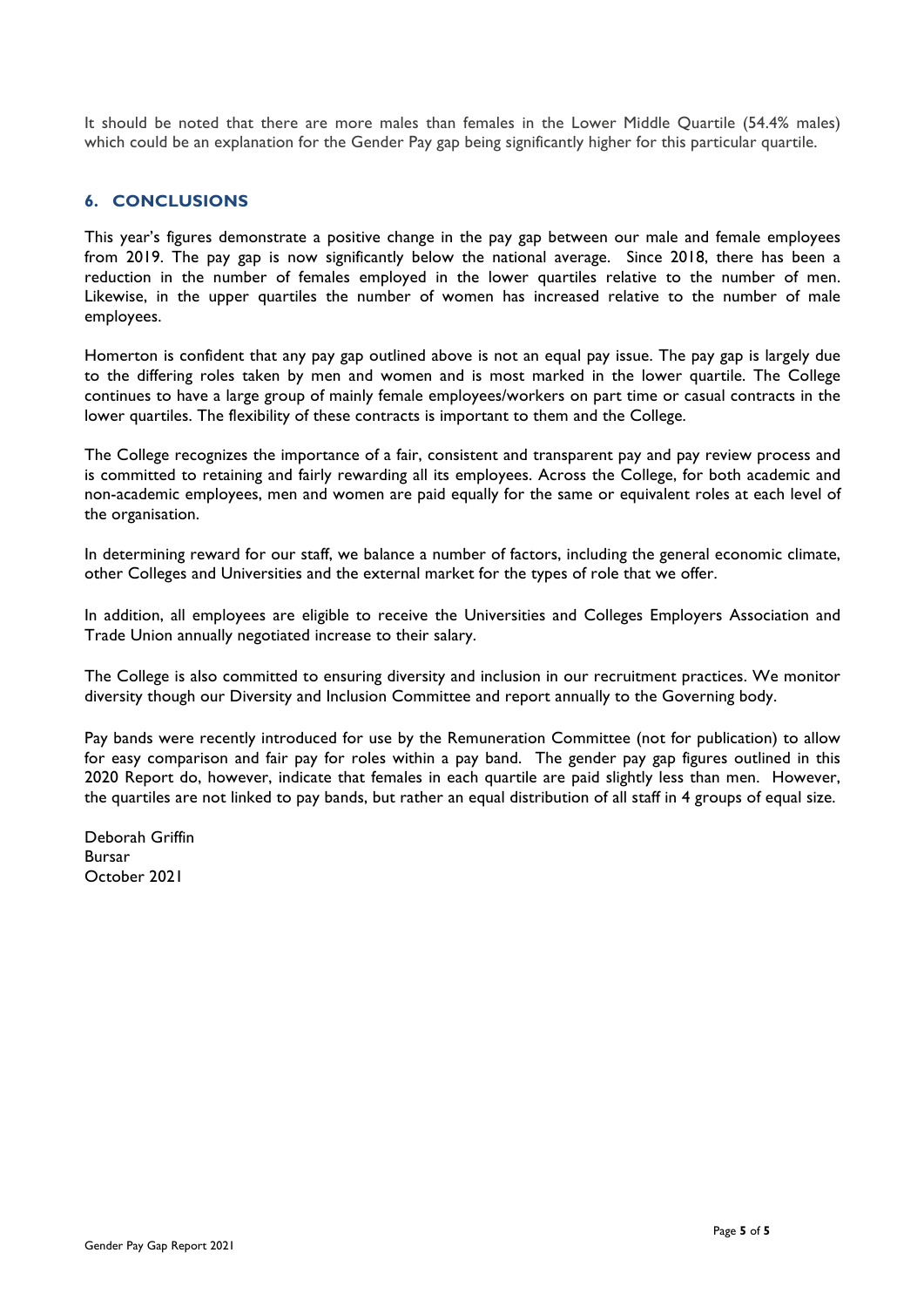It should be noted that there are more males than females in the Lower Middle Quartile (54.4% males) which could be an explanation for the Gender Pay gap being significantly higher for this particular quartile.

## 6. CONCLUSIONS

This year's figures demonstrate a positive change in the pay gap between our male and female employees from 2019. The pay gap is now significantly below the national average. Since 2018, there has been a reduction in the number of females employed in the lower quartiles relative to the number of men. Likewise, in the upper quartiles the number of women has increased relative to the number of male employees.

Homerton is confident that any pay gap outlined above is not an equal pay issue. The pay gap is largely due to the differing roles taken by men and women and is most marked in the lower quartile. The College continues to have a large group of mainly female employees/workers on part time or casual contracts in the lower quartiles. The flexibility of these contracts is important to them and the College.

The College recognizes the importance of a fair, consistent and transparent pay and pay review process and is committed to retaining and fairly rewarding all its employees. Across the College, for both academic and non-academic employees, men and women are paid equally for the same or equivalent roles at each level of the organisation.

In determining reward for our staff, we balance a number of factors, including the general economic climate, other Colleges and Universities and the external market for the types of role that we offer.

In addition, all employees are eligible to receive the Universities and Colleges Employers Association and Trade Union annually negotiated increase to their salary.

The College is also committed to ensuring diversity and inclusion in our recruitment practices. We monitor diversity though our Diversity and Inclusion Committee and report annually to the Governing body.

Pay bands were recently introduced for use by the Remuneration Committee (not for publication) to allow for easy comparison and fair pay for roles within a pay band. The gender pay gap figures outlined in this 2020 Report do, however, indicate that females in each quartile are paid slightly less than men. However, the quartiles are not linked to pay bands, but rather an equal distribution of all staff in 4 groups of equal size.

Deborah Griffin
Bursar
October 2021